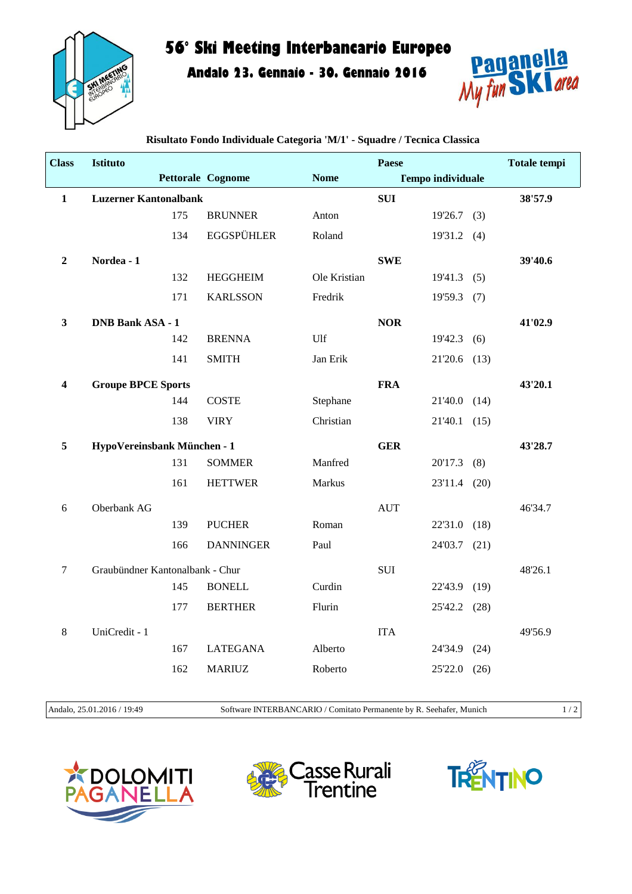# 56° Ski Meeting Interbancario Europeo

## Andalo 23. Gennaio - 30. Gennaio 2016

### Risultato Fondo Individuale Categoria 'M/1' - Squadre / Tecnica Classica

| Class | Istituto | | | Paese | | | Totale tempi |
|---|---|---|---|---|---|---|---|
| | Pettorale | Cognome | Nome | | Tempo individuale | | |
| **1** | **Luzerner Kantonalbank** | | | **SUI** | | | **38'57.9** |
| | 175 | BRUNNER | Anton | | 19'26.7 | (3) | |
| | 134 | EGGSPÜHLER | Roland | | 19'31.2 | (4) | |
| **2** | **Nordea - 1** | | | **SWE** | | | **39'40.6** |
| | 132 | HEGGHEIM | Ole Kristian | | 19'41.3 | (5) | |
| | 171 | KARLSSON | Fredrik | | 19'59.3 | (7) | |
| **3** | **DNB Bank ASA - 1** | | | **NOR** | | | **41'02.9** |
| | 142 | BRENNA | Ulf | | 19'42.3 | (6) | |
| | 141 | SMITH | Jan Erik | | 21'20.6 | (13) | |
| **4** | **Groupe BPCE Sports** | | | **FRA** | | | **43'20.1** |
| | 144 | COSTE | Stephane | | 21'40.0 | (14) | |
| | 138 | VIRY | Christian | | 21'40.1 | (15) | |
| **5** | **HypoVereinsbank München - 1** | | | **GER** | | | **43'28.7** |
| | 131 | SOMMER | Manfred | | 20'17.3 | (8) | |
| | 161 | HETTWER | Markus | | 23'11.4 | (20) | |
| 6 | Oberbank AG | | | AUT | | | 46'34.7 |
| | 139 | PUCHER | Roman | | 22'31.0 | (18) | |
| | 166 | DANNINGER | Paul | | 24'03.7 | (21) | |
| 7 | Graubündner Kantonalbank - Chur | | | SUI | | | 48'26.1 |
| | 145 | BONELL | Curdin | | 22'43.9 | (19) | |
| | 177 | BERTHER | Flurin | | 25'42.2 | (28) | |
| 8 | UniCredit - 1 | | | ITA | | | 49'56.9 |
| | 167 | LATEGANA | Alberto | | 24'34.9 | (24) | |
| | 162 | MARIUZ | Roberto | | 25'22.0 | (26) | |

Andalo, 25.01.2016 / 19:49 — Software INTERBANCARIO / Comitato Permanente by R. Seehafer, Munich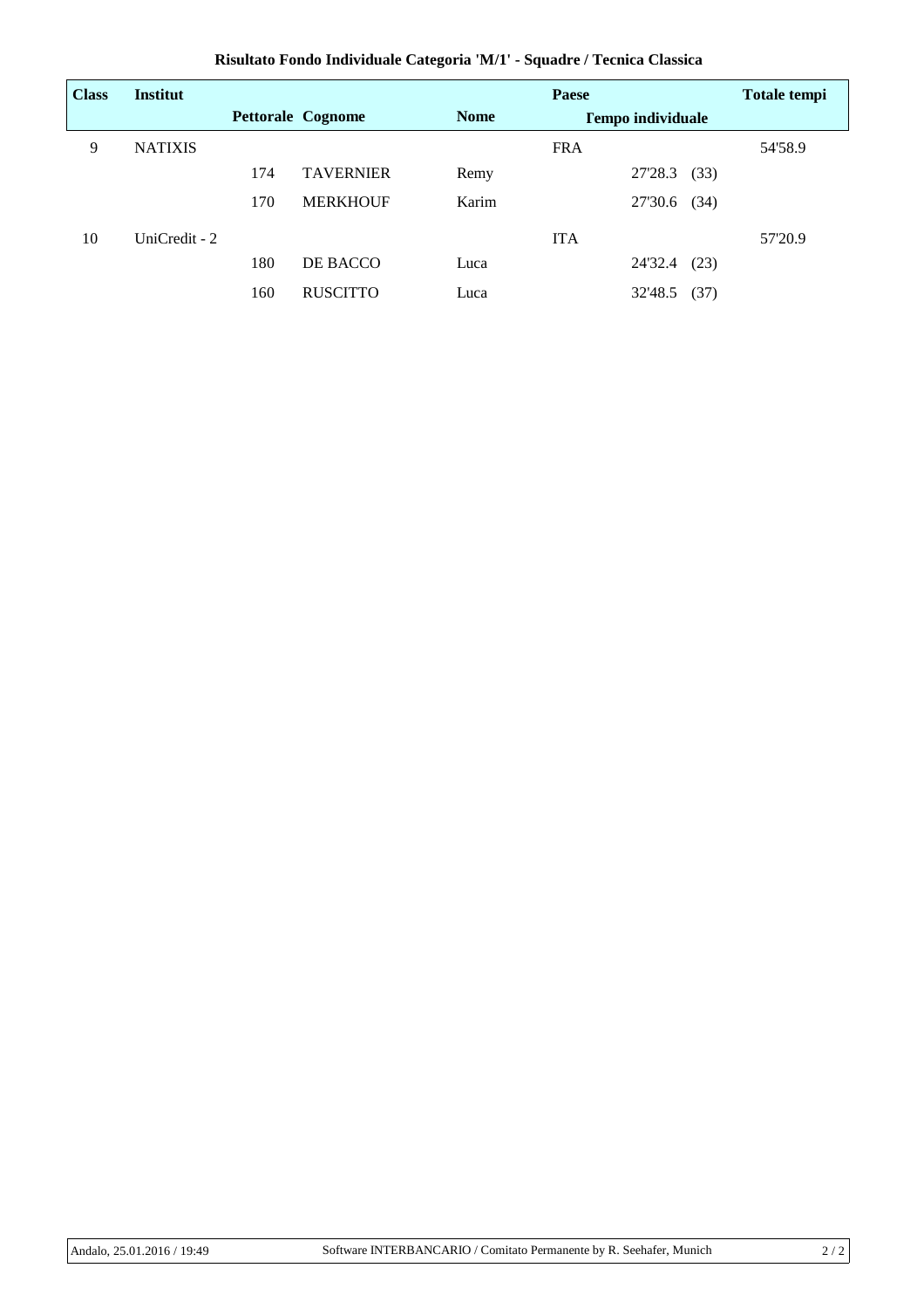**Risultato Fondo Individuale Categoria 'M/1' - Squadre / Tecnica Classica**

| Class | Institut | Pettorale | Cognome | Nome | Paese | Tempo individuale | | Totale tempi |
|---|---|---|---|---|---|---|---|---|
| 9 | NATIXIS | | | | FRA | | | 54'58.9 |
| | | 174 | TAVERNIER | Remy | | 27'28.3 | (33) | |
| | | 170 | MERKHOUF | Karim | | 27'30.6 | (34) | |
| 10 | UniCredit - 2 | | | | ITA | | | 57'20.9 |
| | | 180 | DE BACCO | Luca | | 24'32.4 | (23) | |
| | | 160 | RUSCITTO | Luca | | 32'48.5 | (37) | |

Andalo, 25.01.2016 / 19:49 | Software INTERBANCARIO / Comitato Permanente by R. Seehafer, Munich